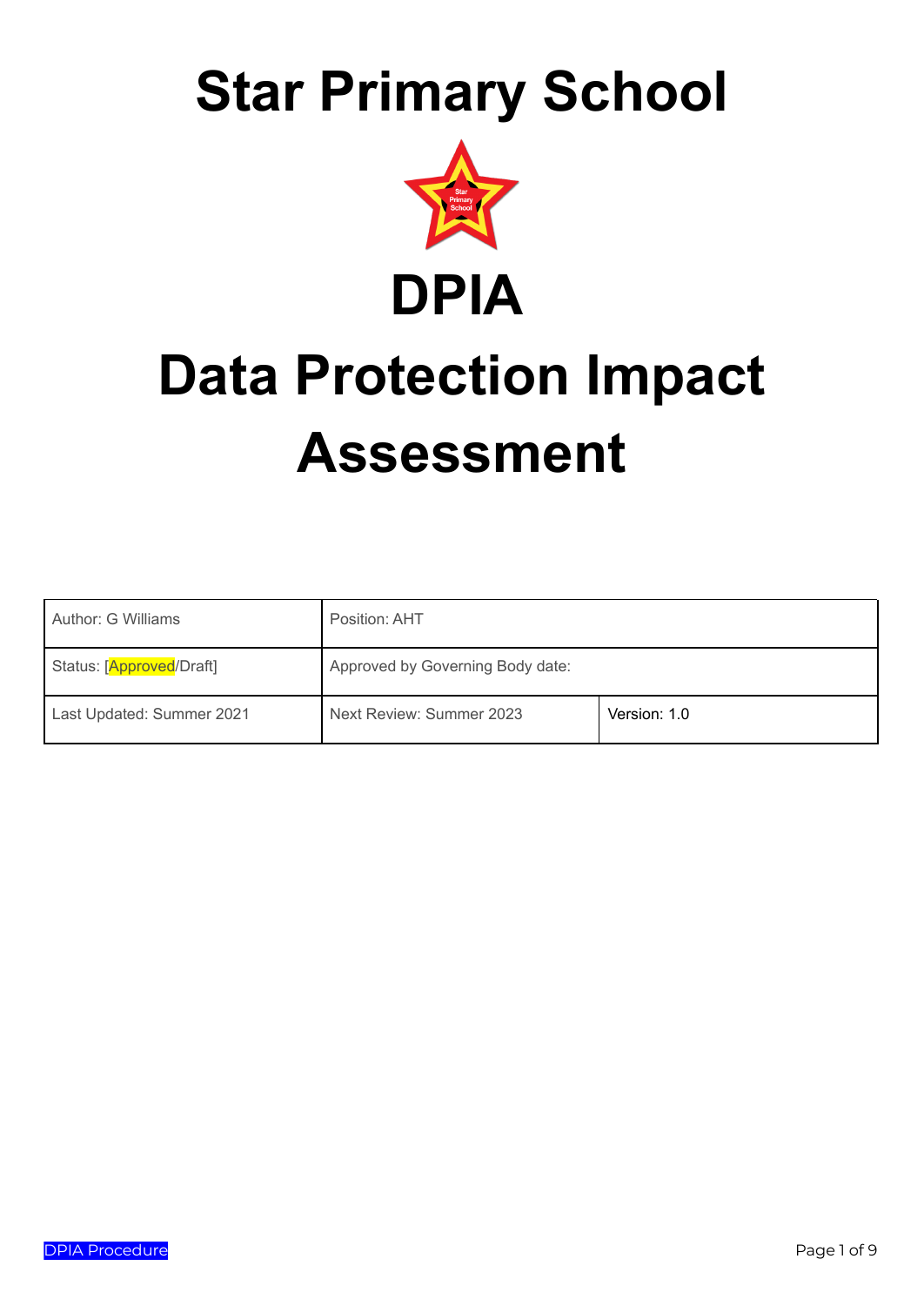# Star Primary School

# DPIA

# Data Protection Impact Assessment

| Author: G Williams | Position: AHT | |
|---|---|---|
| Status: [Approved/Draft] | Approved by Governing Body date: | |
| Last Updated: Summer 2021 | Next Review: Summer 2023 | Version: 1.0 |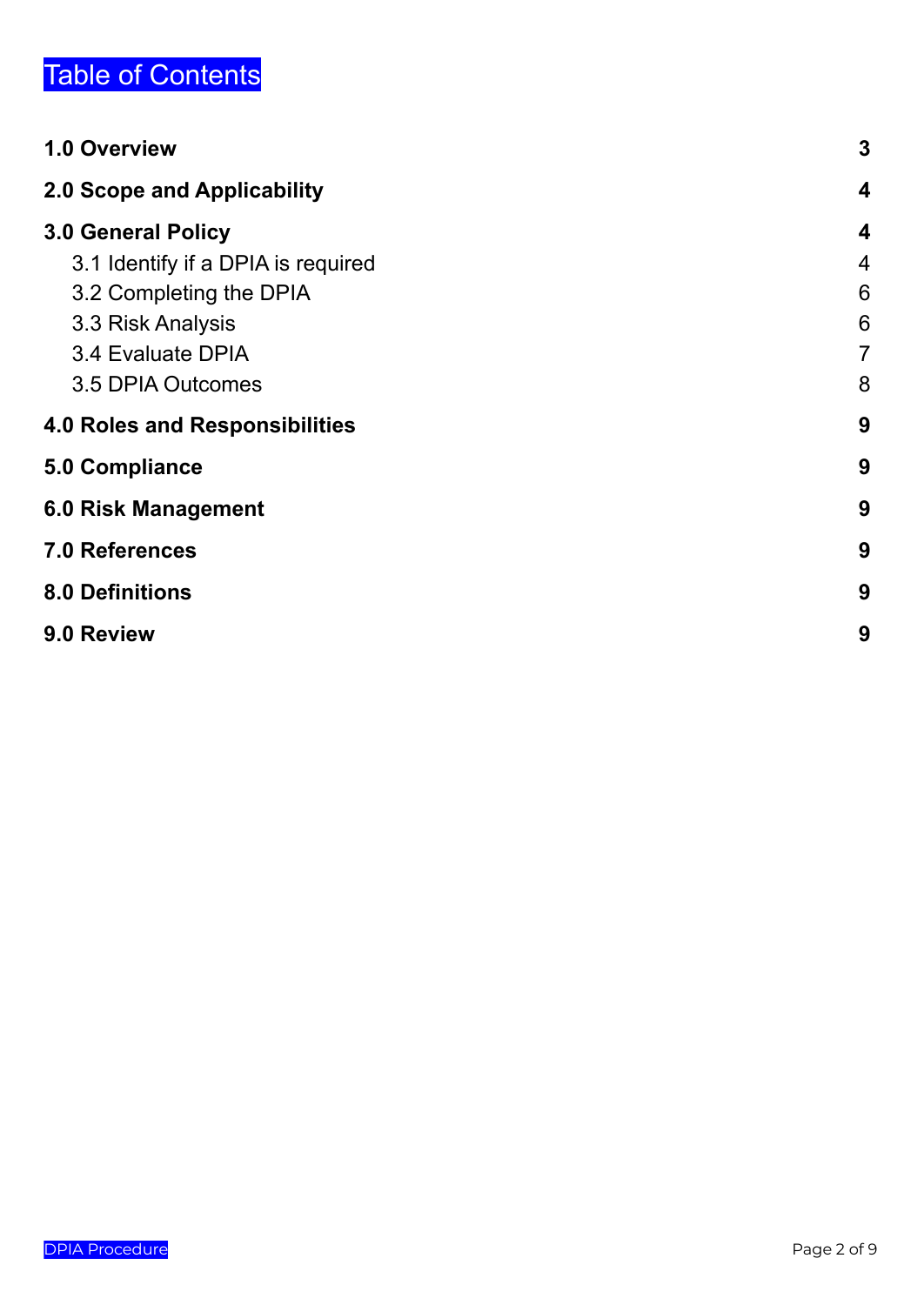# Table of Contents

| | |
|---|---|
| **1.0 Overview** | **3** |
| **2.0 Scope and Applicability** | **4** |
| **3.0 General Policy** | **4** |
| 3.1 Identify if a DPIA is required | 4 |
| 3.2 Completing the DPIA | 6 |
| 3.3 Risk Analysis | 6 |
| 3.4 Evaluate DPIA | 7 |
| 3.5 DPIA Outcomes | 8 |
| **4.0 Roles and Responsibilities** | **9** |
| **5.0 Compliance** | **9** |
| **6.0 Risk Management** | **9** |
| **7.0 References** | **9** |
| **8.0 Definitions** | **9** |
| **9.0 Review** | **9** |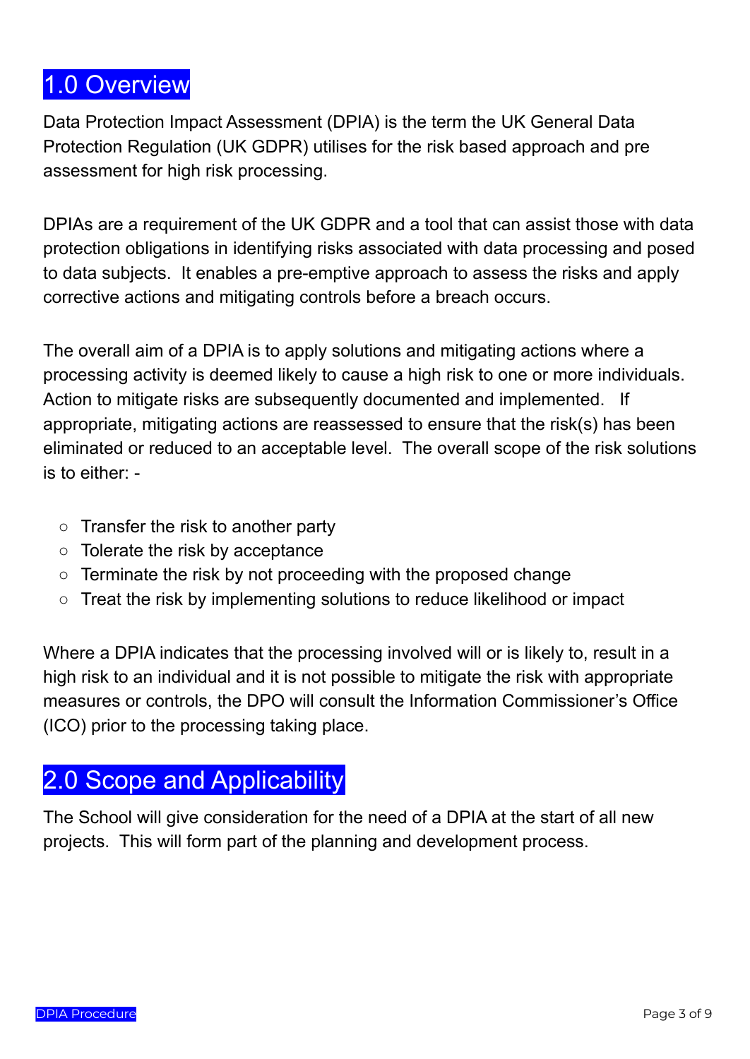# 1.0 Overview

Data Protection Impact Assessment (DPIA) is the term the UK General Data Protection Regulation (UK GDPR) utilises for the risk based approach and pre assessment for high risk processing.

DPIAs are a requirement of the UK GDPR and a tool that can assist those with data protection obligations in identifying risks associated with data processing and posed to data subjects. It enables a pre-emptive approach to assess the risks and apply corrective actions and mitigating controls before a breach occurs.

The overall aim of a DPIA is to apply solutions and mitigating actions where a processing activity is deemed likely to cause a high risk to one or more individuals. Action to mitigate risks are subsequently documented and implemented. If appropriate, mitigating actions are reassessed to ensure that the risk(s) has been eliminated or reduced to an acceptable level. The overall scope of the risk solutions is to either: -

- Transfer the risk to another party
- Tolerate the risk by acceptance
- Terminate the risk by not proceeding with the proposed change
- Treat the risk by implementing solutions to reduce likelihood or impact

Where a DPIA indicates that the processing involved will or is likely to, result in a high risk to an individual and it is not possible to mitigate the risk with appropriate measures or controls, the DPO will consult the Information Commissioner's Office (ICO) prior to the processing taking place.

# 2.0 Scope and Applicability

The School will give consideration for the need of a DPIA at the start of all new projects. This will form part of the planning and development process.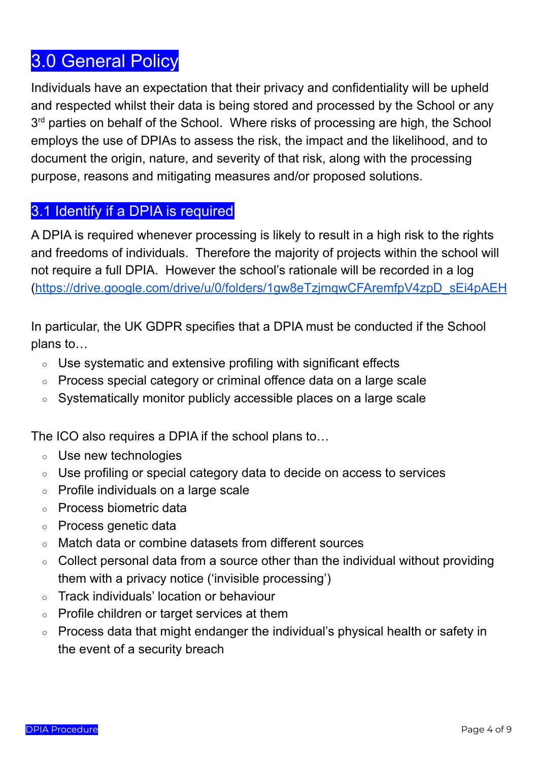## 3.0 General Policy

Individuals have an expectation that their privacy and confidentiality will be upheld and respected whilst their data is being stored and processed by the School or any 3rd parties on behalf of the School. Where risks of processing are high, the School employs the use of DPIAs to assess the risk, the impact and the likelihood, and to document the origin, nature, and severity of that risk, along with the processing purpose, reasons and mitigating measures and/or proposed solutions.

### 3.1 Identify if a DPIA is required

A DPIA is required whenever processing is likely to result in a high risk to the rights and freedoms of individuals. Therefore the majority of projects within the school will not require a full DPIA. However the school's rationale will be recorded in a log (https://drive.google.com/drive/u/0/folders/1gw8eTzjmqwCFAremfpV4zpD_sEi4pAEH

In particular, the UK GDPR specifies that a DPIA must be conducted if the School plans to…

- Use systematic and extensive profiling with significant effects
- Process special category or criminal offence data on a large scale
- Systematically monitor publicly accessible places on a large scale

The ICO also requires a DPIA if the school plans to…

- Use new technologies
- Use profiling or special category data to decide on access to services
- Profile individuals on a large scale
- Process biometric data
- Process genetic data
- Match data or combine datasets from different sources
- Collect personal data from a source other than the individual without providing them with a privacy notice ('invisible processing')
- Track individuals' location or behaviour
- Profile children or target services at them
- Process data that might endanger the individual's physical health or safety in the event of a security breach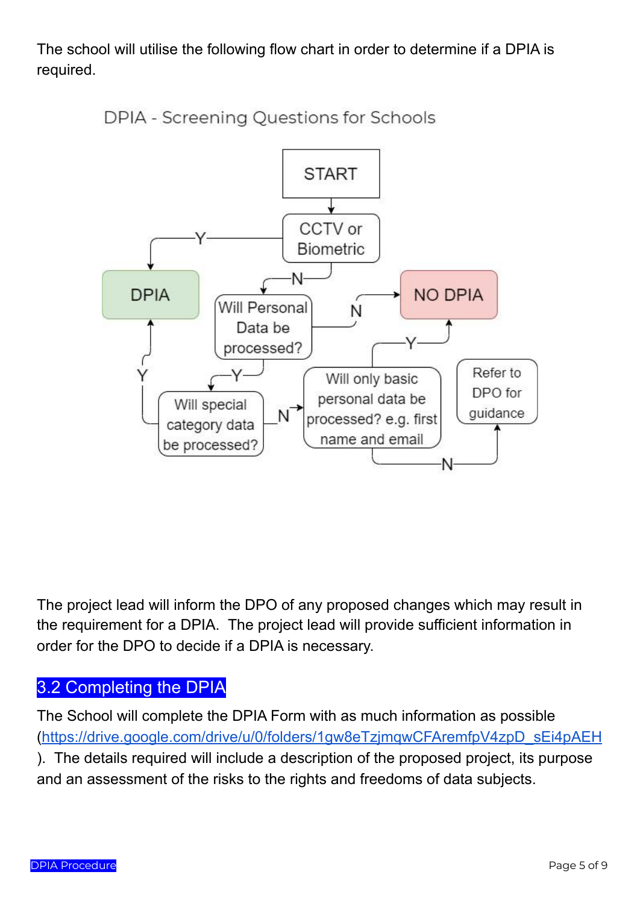The school will utilise the following flow chart in order to determine if a DPIA is required.

**DPIA - Screening Questions for Schools**

- START
- CCTV or Biometric
  - Y → DPIA
  - N → Will Personal Data be processed?
- Will Personal Data be processed?
  - N → NO DPIA
  - Y → Will special category data be processed?
- Will special category data be processed?
  - Y → DPIA
  - N → Will only basic personal data be processed? e.g. first name and email
- Will only basic personal data be processed? e.g. first name and email
  - Y → NO DPIA
  - N → Refer to DPO for guidance

The project lead will inform the DPO of any proposed changes which may result in the requirement for a DPIA. The project lead will provide sufficient information in order for the DPO to decide if a DPIA is necessary.

## 3.2 Completing the DPIA

The School will complete the DPIA Form with as much information as possible (https://drive.google.com/drive/u/0/folders/1gw8eTzjmqwCFAremfpV4zpD_sEi4pAEH). The details required will include a description of the proposed project, its purpose and an assessment of the risks to the rights and freedoms of data subjects.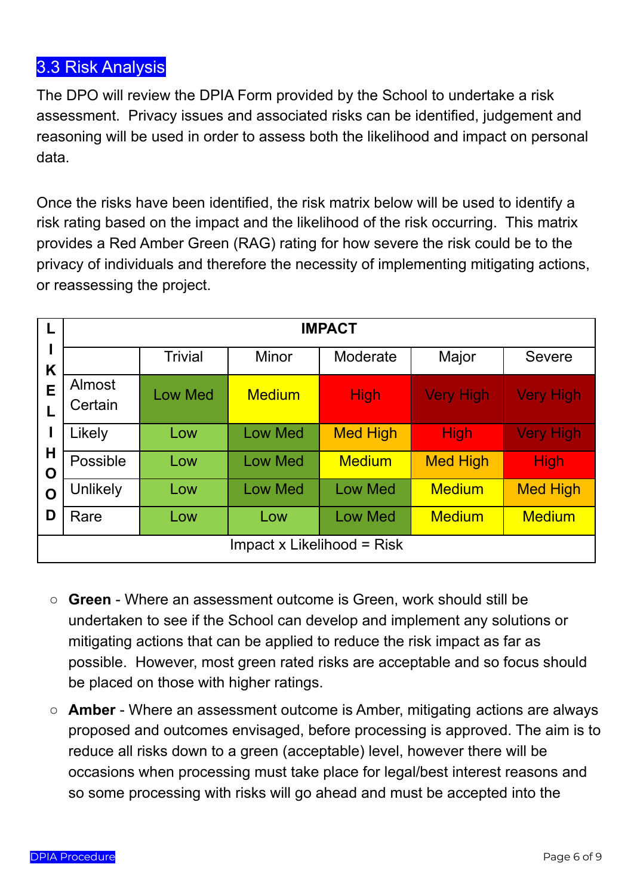## 3.3 Risk Analysis

The DPO will review the DPIA Form provided by the School to undertake a risk assessment. Privacy issues and associated risks can be identified, judgement and reasoning will be used in order to assess both the likelihood and impact on personal data.

Once the risks have been identified, the risk matrix below will be used to identify a risk rating based on the impact and the likelihood of the risk occurring. This matrix provides a Red Amber Green (RAG) rating for how severe the risk could be to the privacy of individuals and therefore the necessity of implementing mitigating actions, or reassessing the project.

| LIKELIHOOD | IMPACT | | | | | |
|---|---|---|---|---|---|---|
| | | Trivial | Minor | Moderate | Major | Severe |
| | Almost Certain | Low Med | Medium | High | Very High | Very High |
| | Likely | Low | Low Med | Med High | High | Very High |
| | Possible | Low | Low Med | Medium | Med High | High |
| | Unlikely | Low | Low Med | Low Med | Medium | Med High |
| | Rare | Low | Low | Low Med | Medium | Medium |
| Impact x Likelihood = Risk | | | | | | |

- **Green** - Where an assessment outcome is Green, work should still be undertaken to see if the School can develop and implement any solutions or mitigating actions that can be applied to reduce the risk impact as far as possible. However, most green rated risks are acceptable and so focus should be placed on those with higher ratings.
- **Amber** - Where an assessment outcome is Amber, mitigating actions are always proposed and outcomes envisaged, before processing is approved. The aim is to reduce all risks down to a green (acceptable) level, however there will be occasions when processing must take place for legal/best interest reasons and so some processing with risks will go ahead and must be accepted into the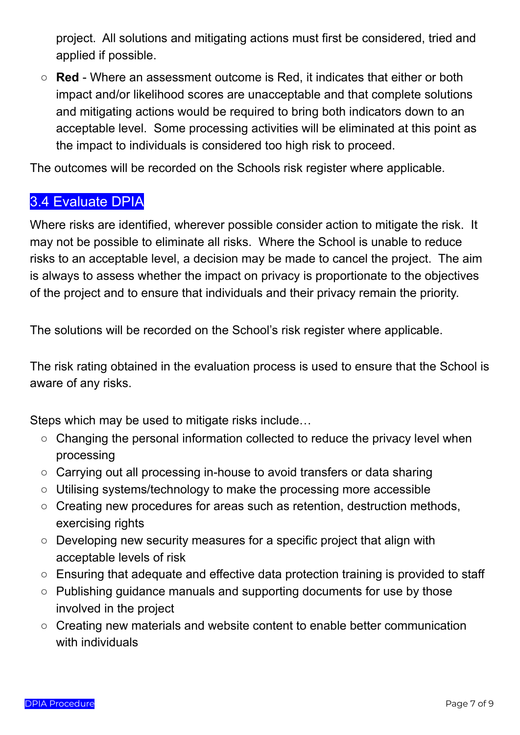project. All solutions and mitigating actions must first be considered, tried and applied if possible.

- **Red** - Where an assessment outcome is Red, it indicates that either or both impact and/or likelihood scores are unacceptable and that complete solutions and mitigating actions would be required to bring both indicators down to an acceptable level. Some processing activities will be eliminated at this point as the impact to individuals is considered too high risk to proceed.

The outcomes will be recorded on the Schools risk register where applicable.

## 3.4 Evaluate DPIA

Where risks are identified, wherever possible consider action to mitigate the risk. It may not be possible to eliminate all risks. Where the School is unable to reduce risks to an acceptable level, a decision may be made to cancel the project. The aim is always to assess whether the impact on privacy is proportionate to the objectives of the project and to ensure that individuals and their privacy remain the priority.

The solutions will be recorded on the School's risk register where applicable.

The risk rating obtained in the evaluation process is used to ensure that the School is aware of any risks.

Steps which may be used to mitigate risks include…

- Changing the personal information collected to reduce the privacy level when processing
- Carrying out all processing in-house to avoid transfers or data sharing
- Utilising systems/technology to make the processing more accessible
- Creating new procedures for areas such as retention, destruction methods, exercising rights
- Developing new security measures for a specific project that align with acceptable levels of risk
- Ensuring that adequate and effective data protection training is provided to staff
- Publishing guidance manuals and supporting documents for use by those involved in the project
- Creating new materials and website content to enable better communication with individuals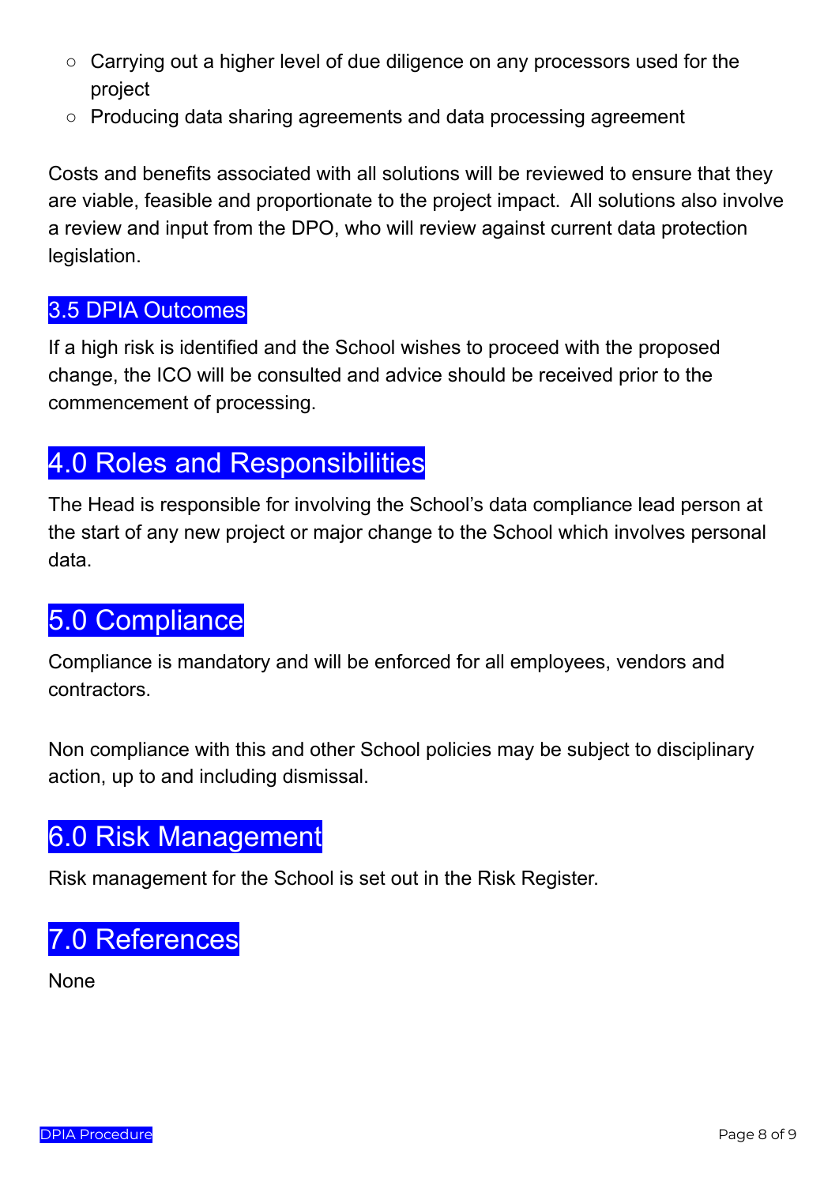- Carrying out a higher level of due diligence on any processors used for the project
- Producing data sharing agreements and data processing agreement

Costs and benefits associated with all solutions will be reviewed to ensure that they are viable, feasible and proportionate to the project impact.  All solutions also involve a review and input from the DPO, who will review against current data protection legislation.

### 3.5 DPIA Outcomes

If a high risk is identified and the School wishes to proceed with the proposed change, the ICO will be consulted and advice should be received prior to the commencement of processing.

## 4.0 Roles and Responsibilities

The Head is responsible for involving the School's data compliance lead person at the start of any new project or major change to the School which involves personal data.

## 5.0 Compliance

Compliance is mandatory and will be enforced for all employees, vendors and contractors.

Non compliance with this and other School policies may be subject to disciplinary action, up to and including dismissal.

## 6.0 Risk Management

Risk management for the School is set out in the Risk Register.

## 7.0 References

None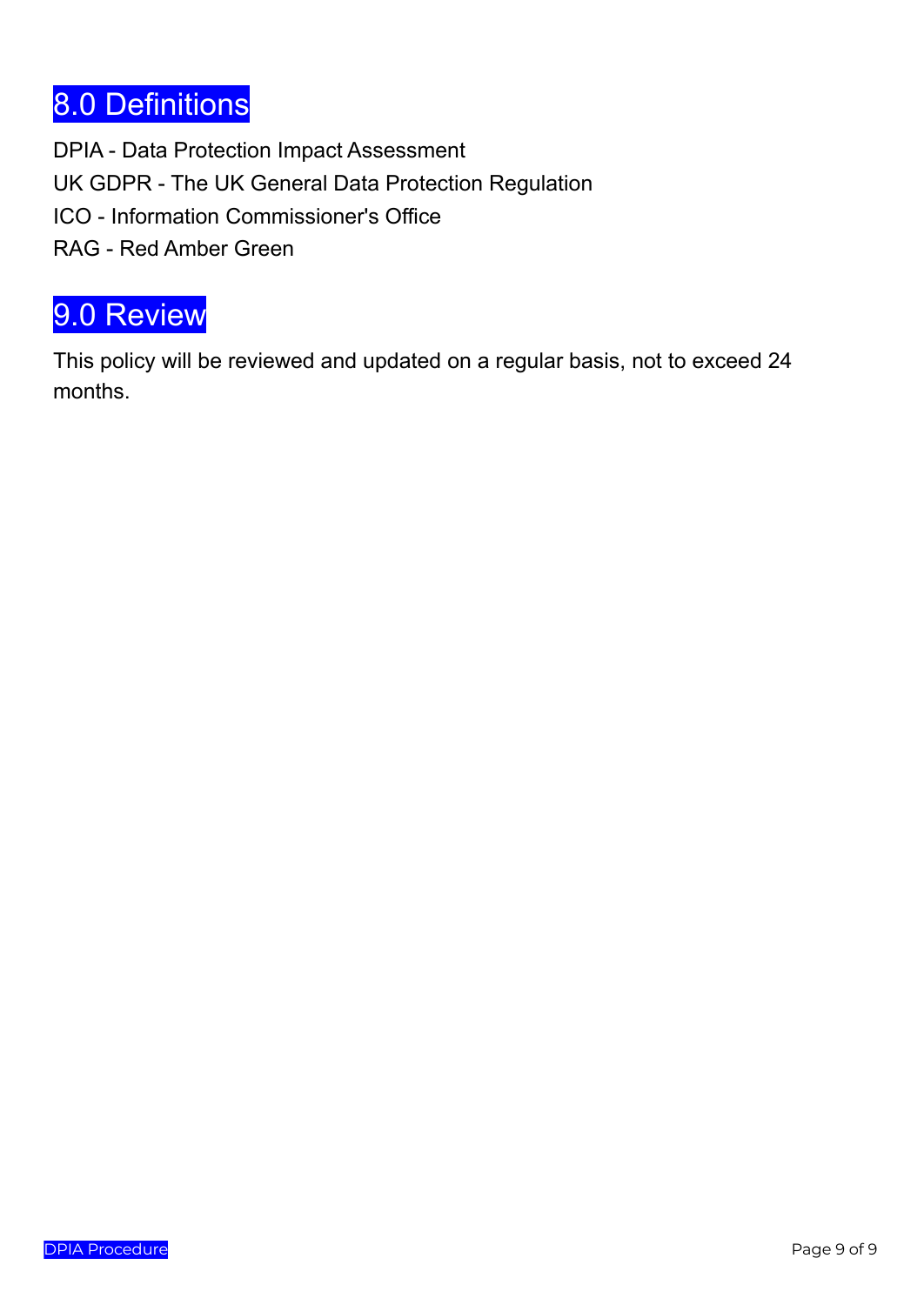## 8.0 Definitions

DPIA - Data Protection Impact Assessment
UK GDPR - The UK General Data Protection Regulation
ICO - Information Commissioner's Office
RAG - Red Amber Green

## 9.0 Review

This policy will be reviewed and updated on a regular basis, not to exceed 24 months.